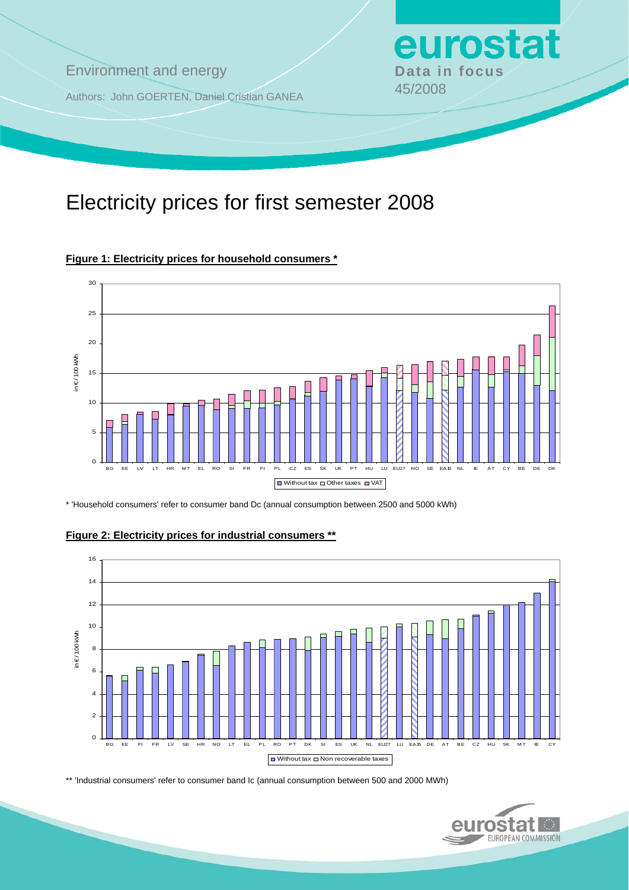Environment and energy

Authors: John GOERTEN, Daniel Cristian GANEA

**eurostat**
**Data in focus**
45/2008

# Electricity prices for first semester 2008

**Figure 1: Electricity prices for household consumers \***

\* 'Household consumers' refer to consumer band Dc (annual consumption between 2500 and 5000 kWh)

**Figure 2: Electricity prices for industrial consumers \*\***

\*\* 'Industrial consumers' refer to consumer band Ic (annual consumption between 500 and 2000 MWh)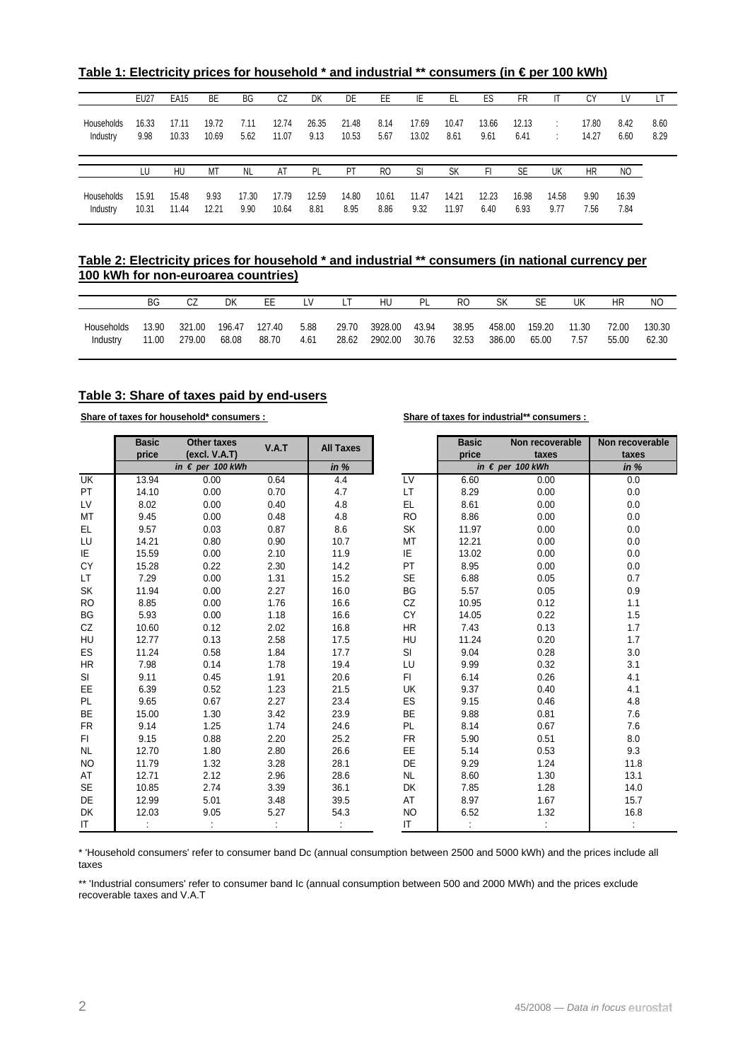**Table 1: Electricity prices for household * and industrial ** consumers (in € per 100 kWh)**

| | EU27 | EA15 | BE | BG | CZ | DK | DE | EE | IE | EL | ES | FR | IT | CY | LV | LT |
|---|---|---|---|---|---|---|---|---|---|---|---|---|---|---|---|---|
| Households | 16.33 | 17.11 | 19.72 | 7.11 | 12.74 | 26.35 | 21.48 | 8.14 | 17.69 | 10.47 | 13.66 | 12.13 | : | 17.80 | 8.42 | 8.60 |
| Industry | 9.98 | 10.33 | 10.69 | 5.62 | 11.07 | 9.13 | 10.53 | 5.67 | 13.02 | 8.61 | 9.61 | 6.41 | : | 14.27 | 6.60 | 8.29 |

| | LU | HU | MT | NL | AT | PL | PT | RO | SI | SK | FI | SE | UK | HR | NO |
|---|---|---|---|---|---|---|---|---|---|---|---|---|---|---|---|
| Households | 15.91 | 15.48 | 9.93 | 17.30 | 17.79 | 12.59 | 14.80 | 10.61 | 11.47 | 14.21 | 12.23 | 16.98 | 14.58 | 9.90 | 16.39 |
| Industry | 10.31 | 11.44 | 12.21 | 9.90 | 10.64 | 8.81 | 8.95 | 8.86 | 9.32 | 11.97 | 6.40 | 6.93 | 9.77 | 7.56 | 7.84 |

**Table 2: Electricity prices for household * and industrial ** consumers (in national currency per 100 kWh for non-euroarea countries)**

| | BG | CZ | DK | EE | LV | LT | HU | PL | RO | SK | SE | UK | HR | NO |
|---|---|---|---|---|---|---|---|---|---|---|---|---|---|---|
| Households | 13.90 | 321.00 | 196.47 | 127.40 | 5.88 | 29.70 | 3928.00 | 43.94 | 38.95 | 458.00 | 159.20 | 11.30 | 72.00 | 130.30 |
| Industry | 11.00 | 279.00 | 68.08 | 88.70 | 4.61 | 28.62 | 2902.00 | 30.76 | 32.53 | 386.00 | 65.00 | 7.57 | 55.00 | 62.30 |

**Table 3: Share of taxes paid by end-users**

**Share of taxes for household* consumers :**

| | Basic price | Other taxes (excl. V.A.T) | V.A.T | All Taxes |
|---|---|---|---|---|
| | in € per 100 kWh | | | in % |
| UK | 13.94 | 0.00 | 0.64 | 4.4 |
| PT | 14.10 | 0.00 | 0.70 | 4.7 |
| LV | 8.02 | 0.00 | 0.40 | 4.8 |
| MT | 9.45 | 0.00 | 0.48 | 4.8 |
| EL | 9.57 | 0.03 | 0.87 | 8.6 |
| LU | 14.21 | 0.80 | 0.90 | 10.7 |
| IE | 15.59 | 0.00 | 2.10 | 11.9 |
| CY | 15.28 | 0.22 | 2.30 | 14.2 |
| LT | 7.29 | 0.00 | 1.31 | 15.2 |
| SK | 11.94 | 0.00 | 2.27 | 16.0 |
| RO | 8.85 | 0.00 | 1.76 | 16.6 |
| BG | 5.93 | 0.00 | 1.18 | 16.6 |
| CZ | 10.60 | 0.12 | 2.02 | 16.8 |
| HU | 12.77 | 0.13 | 2.58 | 17.5 |
| ES | 11.24 | 0.58 | 1.84 | 17.7 |
| HR | 7.98 | 0.14 | 1.78 | 19.4 |
| SI | 9.11 | 0.45 | 1.91 | 20.6 |
| EE | 6.39 | 0.52 | 1.23 | 21.5 |
| PL | 9.65 | 0.67 | 2.27 | 23.4 |
| BE | 15.00 | 1.30 | 3.42 | 23.9 |
| FR | 9.14 | 1.25 | 1.74 | 24.6 |
| FI | 9.15 | 0.88 | 2.20 | 25.2 |
| NL | 12.70 | 1.80 | 2.80 | 26.6 |
| NO | 11.79 | 1.32 | 3.28 | 28.1 |
| AT | 12.71 | 2.12 | 2.96 | 28.6 |
| SE | 10.85 | 2.74 | 3.39 | 36.1 |
| DE | 12.99 | 5.01 | 3.48 | 39.5 |
| DK | 12.03 | 9.05 | 5.27 | 54.3 |
| IT | : | : | : | : |

**Share of taxes for industrial** consumers :**

| | Basic price | Non recoverable taxes | Non recoverable taxes |
|---|---|---|---|
| | in € per 100 kWh | | in % |
| LV | 6.60 | 0.00 | 0.0 |
| LT | 8.29 | 0.00 | 0.0 |
| EL | 8.61 | 0.00 | 0.0 |
| RO | 8.86 | 0.00 | 0.0 |
| SK | 11.97 | 0.00 | 0.0 |
| MT | 12.21 | 0.00 | 0.0 |
| IE | 13.02 | 0.00 | 0.0 |
| PT | 8.95 | 0.00 | 0.0 |
| SE | 6.88 | 0.05 | 0.7 |
| BG | 5.57 | 0.05 | 0.9 |
| CZ | 10.95 | 0.12 | 1.1 |
| CY | 14.05 | 0.22 | 1.5 |
| HR | 7.43 | 0.13 | 1.7 |
| HU | 11.24 | 0.20 | 1.7 |
| SI | 9.04 | 0.28 | 3.0 |
| LU | 9.99 | 0.32 | 3.1 |
| FI | 6.14 | 0.26 | 4.1 |
| UK | 9.37 | 0.40 | 4.1 |
| ES | 9.15 | 0.46 | 4.8 |
| BE | 9.88 | 0.81 | 7.6 |
| PL | 8.14 | 0.67 | 7.6 |
| FR | 5.90 | 0.51 | 8.0 |
| EE | 5.14 | 0.53 | 9.3 |
| DE | 9.29 | 1.24 | 11.8 |
| NL | 8.60 | 1.30 | 13.1 |
| DK | 7.85 | 1.28 | 14.0 |
| AT | 8.97 | 1.67 | 15.7 |
| NO | 6.52 | 1.32 | 16.8 |
| IT | : | : | : |

* 'Household consumers' refer to consumer band Dc (annual consumption between 2500 and 5000 kWh) and the prices include all taxes

** 'Industrial consumers' refer to consumer band Ic (annual consumption between 500 and 2000 MWh) and the prices exclude recoverable taxes and V.A.T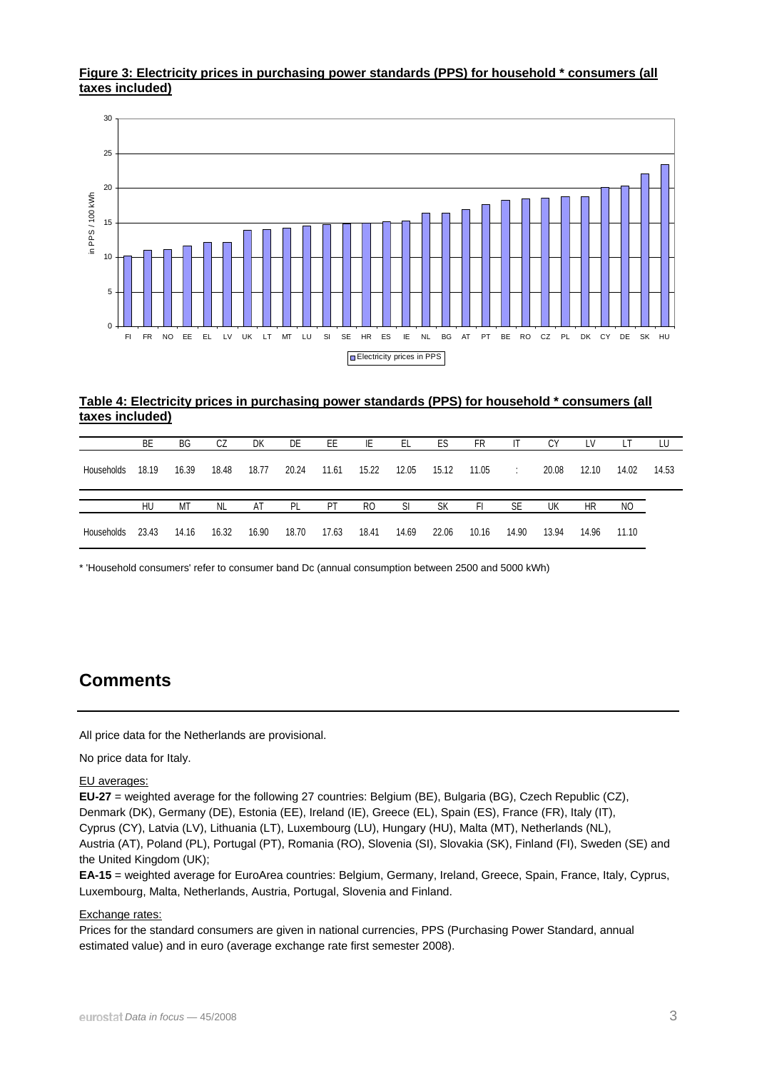**Figure 3: Electricity prices in purchasing power standards (PPS) for household * consumers (all taxes included)**

**Table 4: Electricity prices in purchasing power standards (PPS) for household * consumers (all taxes included)**

| | BE | BG | CZ | DK | DE | EE | IE | EL | ES | FR | IT | CY | LV | LT | LU |
|---|---|---|---|---|---|---|---|---|---|---|---|---|---|---|---|
| Households | 18.19 | 16.39 | 18.48 | 18.77 | 20.24 | 11.61 | 15.22 | 12.05 | 15.12 | 11.05 | : | 20.08 | 12.10 | 14.02 | 14.53 |

| | HU | MT | NL | AT | PL | PT | RO | SI | SK | FI | SE | UK | HR | NO |
|---|---|---|---|---|---|---|---|---|---|---|---|---|---|---|
| Households | 23.43 | 14.16 | 16.32 | 16.90 | 18.70 | 17.63 | 18.41 | 14.69 | 22.06 | 10.16 | 14.90 | 13.94 | 14.96 | 11.10 |

* 'Household consumers' refer to consumer band Dc (annual consumption between 2500 and 5000 kWh)

## Comments

All price data for the Netherlands are provisional.

No price data for Italy.

EU averages:

**EU-27** = weighted average for the following 27 countries: Belgium (BE), Bulgaria (BG), Czech Republic (CZ), Denmark (DK), Germany (DE), Estonia (EE), Ireland (IE), Greece (EL), Spain (ES), France (FR), Italy (IT), Cyprus (CY), Latvia (LV), Lithuania (LT), Luxembourg (LU), Hungary (HU), Malta (MT), Netherlands (NL), Austria (AT), Poland (PL), Portugal (PT), Romania (RO), Slovenia (SI), Slovakia (SK), Finland (FI), Sweden (SE) and the United Kingdom (UK);

**EA-15** = weighted average for EuroArea countries: Belgium, Germany, Ireland, Greece, Spain, France, Italy, Cyprus, Luxembourg, Malta, Netherlands, Austria, Portugal, Slovenia and Finland.

Exchange rates:

Prices for the standard consumers are given in national currencies, PPS (Purchasing Power Standard, annual estimated value) and in euro (average exchange rate first semester 2008).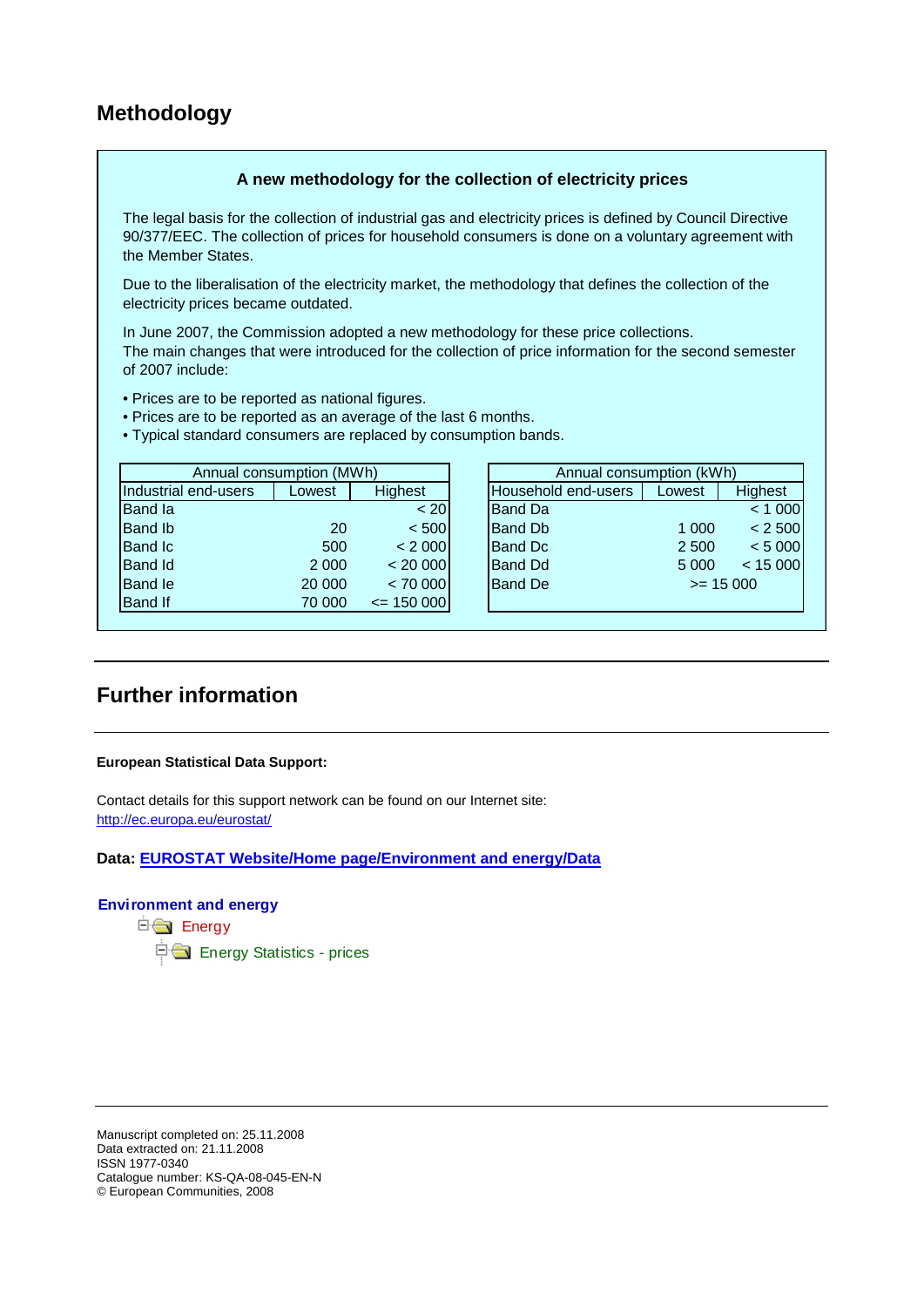## Methodology

### A new methodology for the collection of electricity prices

The legal basis for the collection of industrial gas and electricity prices is defined by Council Directive 90/377/EEC. The collection of prices for household consumers is done on a voluntary agreement with the Member States.

Due to the liberalisation of the electricity market, the methodology that defines the collection of the electricity prices became outdated.

In June 2007, the Commission adopted a new methodology for these price collections.
The main changes that were introduced for the collection of price information for the second semester of 2007 include:

- Prices are to be reported as national figures.
- Prices are to be reported as an average of the last 6 months.
- Typical standard consumers are replaced by consumption bands.

| Annual consumption (MWh) | | |
|---|---|---|
| Industrial end-users | Lowest | Highest |
| Band Ia | | < 20 |
| Band Ib | 20 | < 500 |
| Band Ic | 500 | < 2 000 |
| Band Id | 2 000 | < 20 000 |
| Band Ie | 20 000 | < 70 000 |
| Band If | 70 000 | <= 150 000 |

| Annual consumption (kWh) | | |
|---|---|---|
| Household end-users | Lowest | Highest |
| Band Da | | < 1 000 |
| Band Db | 1 000 | < 2 500 |
| Band Dc | 2 500 | < 5 000 |
| Band Dd | 5 000 | < 15 000 |
| Band De | >= 15 000 | |

## Further information

**European Statistical Data Support:**

Contact details for this support network can be found on our Internet site:
http://ec.europa.eu/eurostat/

**Data: EUROSTAT Website/Home page/Environment and energy/Data**

**Environment and energy**

- Energy
  - Energy Statistics - prices

Manuscript completed on: 25.11.2008
Data extracted on: 21.11.2008
ISSN 1977-0340
Catalogue number: KS-QA-08-045-EN-N
© European Communities, 2008